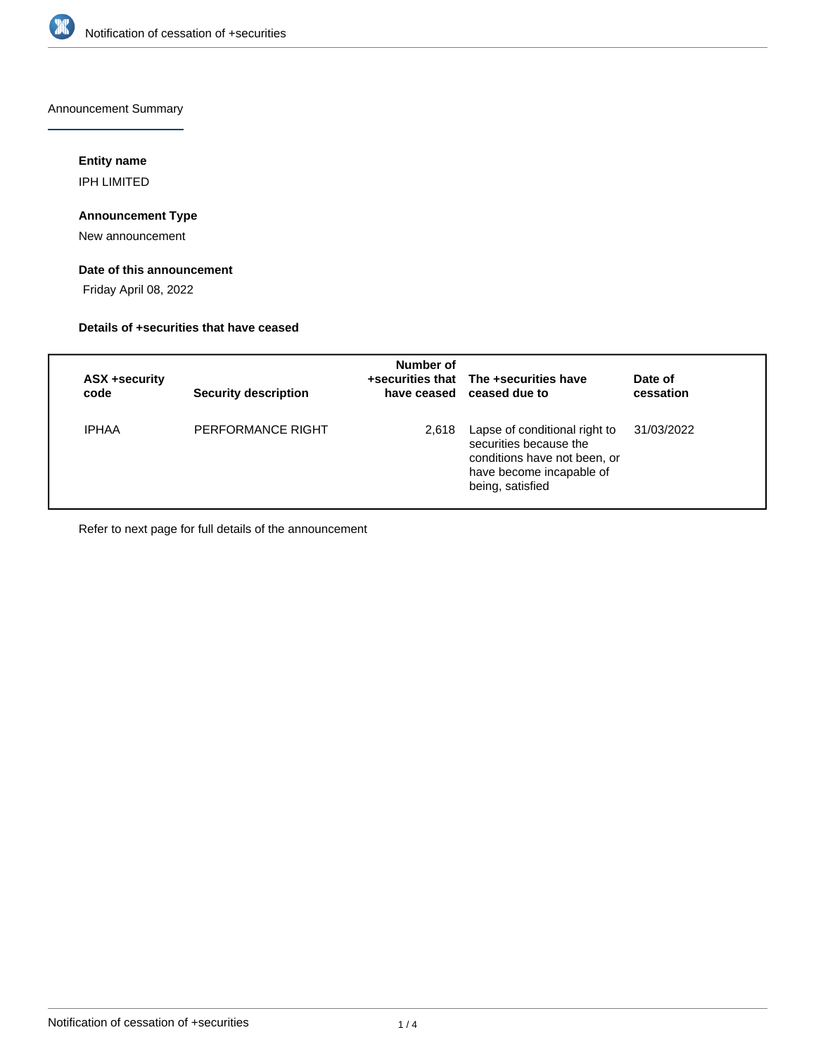# Notification of cessation of +securities

## Announcement Summary

### Entity name

IPH LIMITED

### Announcement Type

New announcement

### Date of this announcement

Friday April 08, 2022

### Details of +securities that have ceased

| ASX +security code | Security description | Number of +securities that have ceased | The +securities have ceased due to | Date of cessation |
|---|---|---|---|---|
| IPHAA | PERFORMANCE RIGHT | 2,618 | Lapse of conditional right to securities because the conditions have not been, or have become incapable of being, satisfied | 31/03/2022 |

Refer to next page for full details of the announcement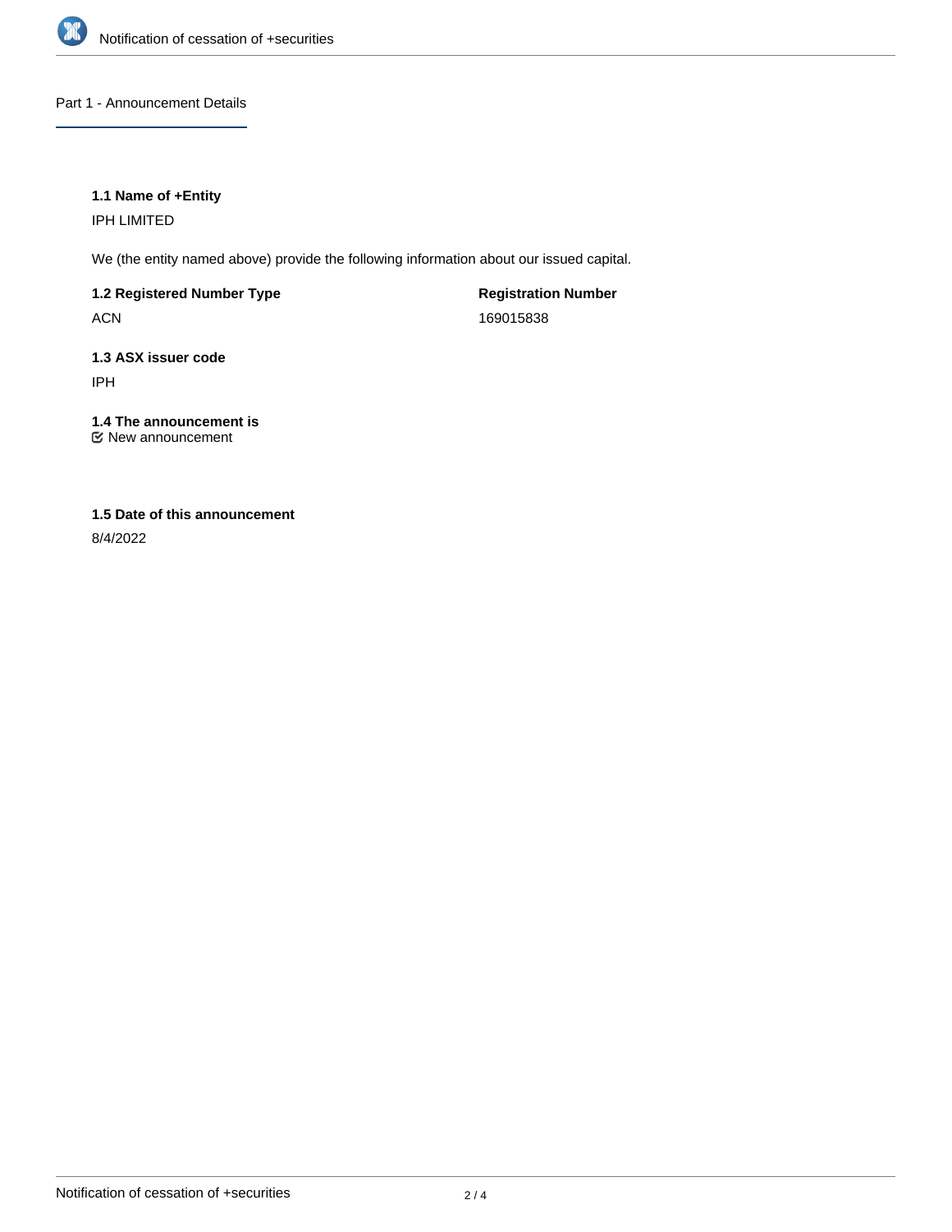## Part 1 - Announcement Details

### 1.1 Name of +Entity

IPH LIMITED

We (the entity named above) provide the following information about our issued capital.

**1.2 Registered Number Type**

ACN

**Registration Number**

169015838

### 1.3 ASX issuer code

IPH

### 1.4 The announcement is

☑ New announcement

### 1.5 Date of this announcement

8/4/2022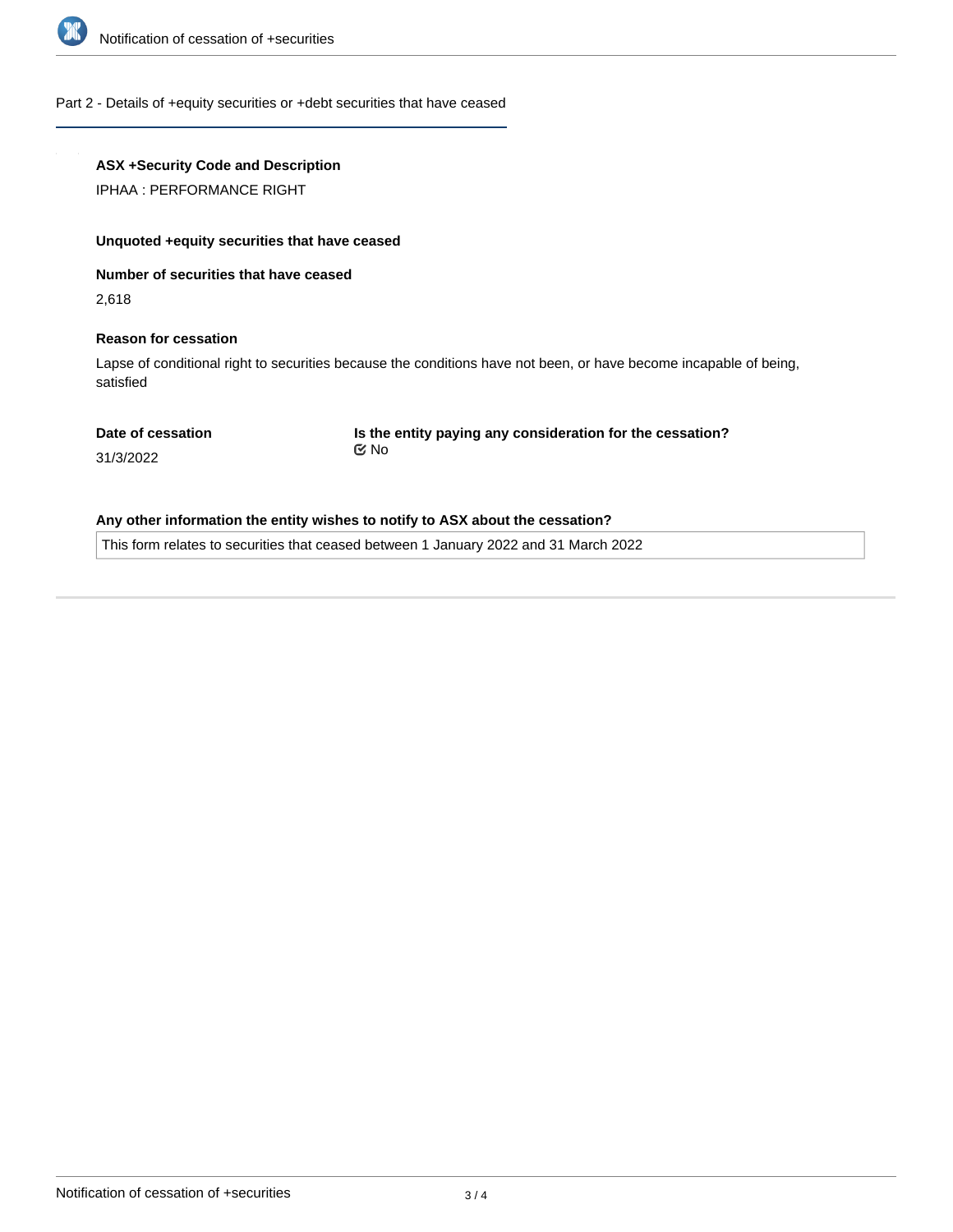## Part 2 - Details of +equity securities or +debt securities that have ceased

**ASX +Security Code and Description**

IPHAA : PERFORMANCE RIGHT

**Unquoted +equity securities that have ceased**

**Number of securities that have ceased**

2,618

**Reason for cessation**

Lapse of conditional right to securities because the conditions have not been, or have become incapable of being, satisfied

**Date of cessation**

31/3/2022

**Is the entity paying any consideration for the cessation?**

No

**Any other information the entity wishes to notify to ASX about the cessation?**

This form relates to securities that ceased between 1 January 2022 and 31 March 2022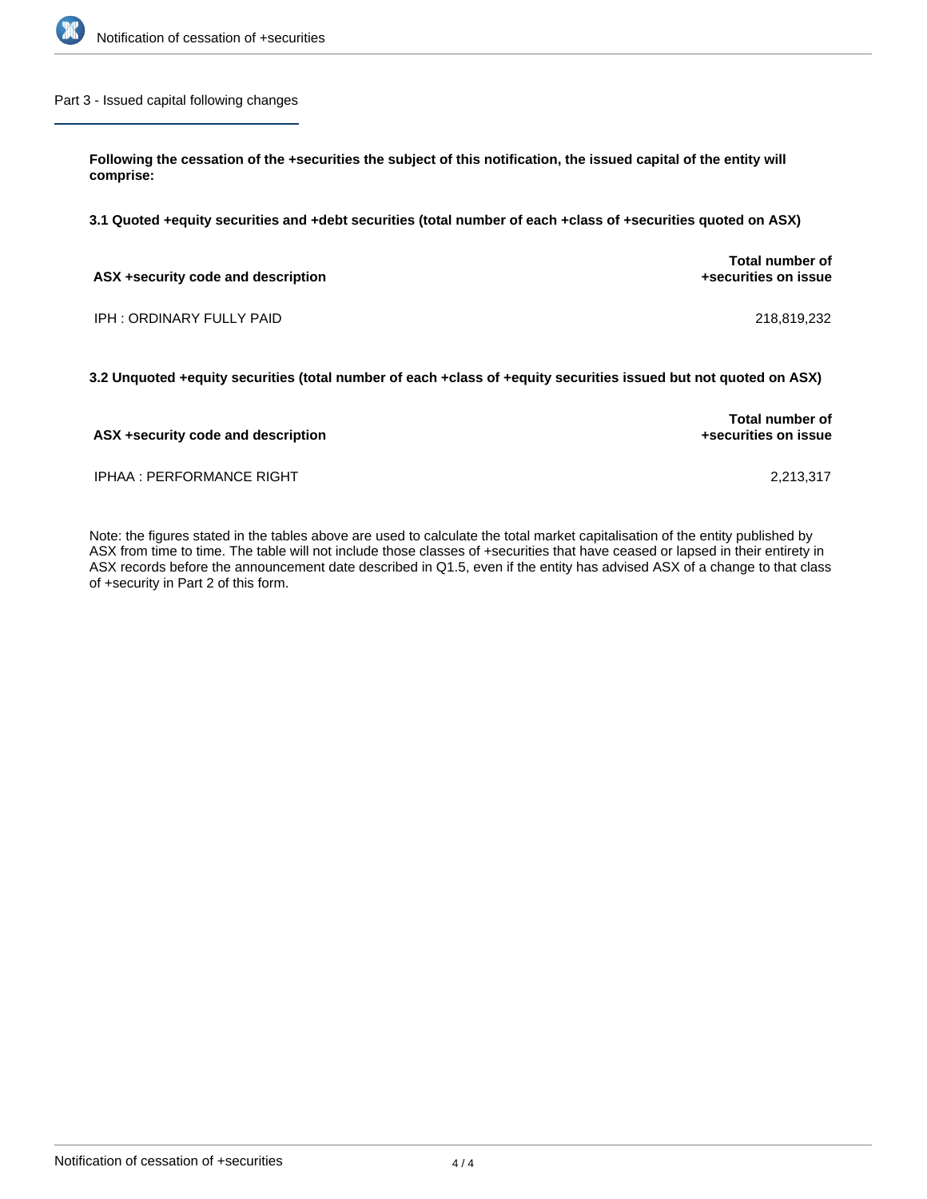## Part 3 - Issued capital following changes

**Following the cessation of the +securities the subject of this notification, the issued capital of the entity will comprise:**

**3.1 Quoted +equity securities and +debt securities (total number of each +class of +securities quoted on ASX)**

| ASX +security code and description | Total number of +securities on issue |
|---|---|
| IPH : ORDINARY FULLY PAID | 218,819,232 |

**3.2 Unquoted +equity securities (total number of each +class of +equity securities issued but not quoted on ASX)**

| ASX +security code and description | Total number of +securities on issue |
|---|---|
| IPHAA : PERFORMANCE RIGHT | 2,213,317 |

Note: the figures stated in the tables above are used to calculate the total market capitalisation of the entity published by ASX from time to time. The table will not include those classes of +securities that have ceased or lapsed in their entirety in ASX records before the announcement date described in Q1.5, even if the entity has advised ASX of a change to that class of +security in Part 2 of this form.